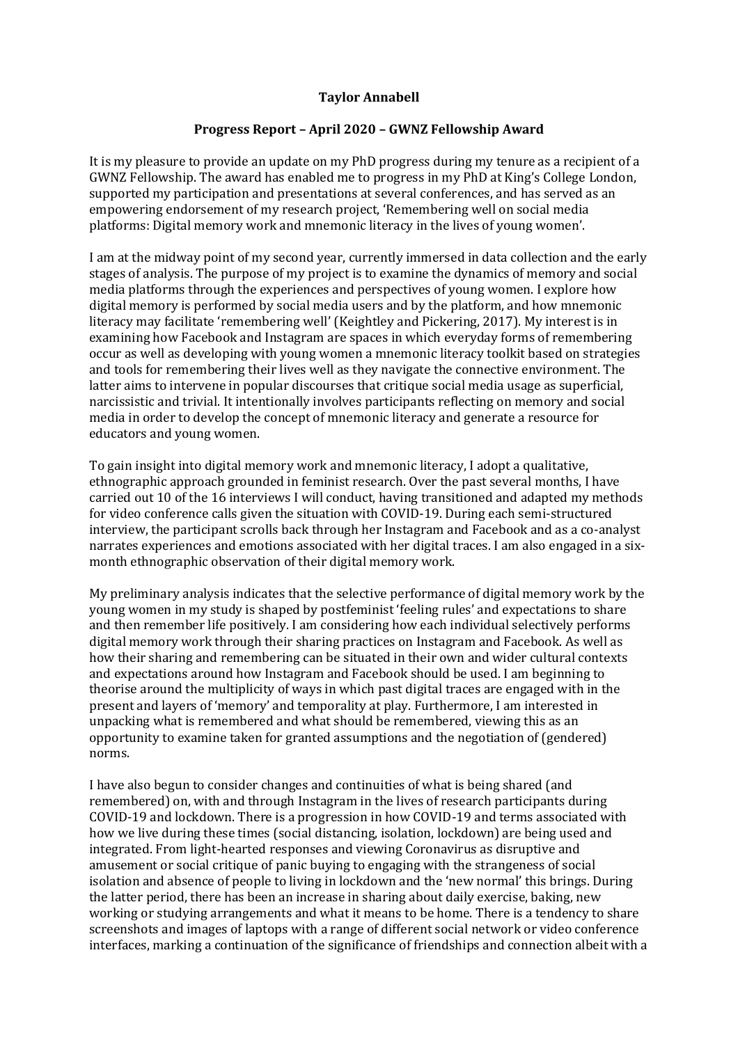**Taylor Annabell**

**Progress Report – April 2020 – GWNZ Fellowship Award**

It is my pleasure to provide an update on my PhD progress during my tenure as a recipient of a GWNZ Fellowship. The award has enabled me to progress in my PhD at King's College London, supported my participation and presentations at several conferences, and has served as an empowering endorsement of my research project, 'Remembering well on social media platforms: Digital memory work and mnemonic literacy in the lives of young women'.

I am at the midway point of my second year, currently immersed in data collection and the early stages of analysis. The purpose of my project is to examine the dynamics of memory and social media platforms through the experiences and perspectives of young women. I explore how digital memory is performed by social media users and by the platform, and how mnemonic literacy may facilitate 'remembering well' (Keightley and Pickering, 2017). My interest is in examining how Facebook and Instagram are spaces in which everyday forms of remembering occur as well as developing with young women a mnemonic literacy toolkit based on strategies and tools for remembering their lives well as they navigate the connective environment. The latter aims to intervene in popular discourses that critique social media usage as superficial, narcissistic and trivial. It intentionally involves participants reflecting on memory and social media in order to develop the concept of mnemonic literacy and generate a resource for educators and young women.

To gain insight into digital memory work and mnemonic literacy, I adopt a qualitative, ethnographic approach grounded in feminist research. Over the past several months, I have carried out 10 of the 16 interviews I will conduct, having transitioned and adapted my methods for video conference calls given the situation with COVID-19. During each semi-structured interview, the participant scrolls back through her Instagram and Facebook and as a co-analyst narrates experiences and emotions associated with her digital traces. I am also engaged in a six-month ethnographic observation of their digital memory work.

My preliminary analysis indicates that the selective performance of digital memory work by the young women in my study is shaped by postfeminist 'feeling rules' and expectations to share and then remember life positively. I am considering how each individual selectively performs digital memory work through their sharing practices on Instagram and Facebook. As well as how their sharing and remembering can be situated in their own and wider cultural contexts and expectations around how Instagram and Facebook should be used. I am beginning to theorise around the multiplicity of ways in which past digital traces are engaged with in the present and layers of 'memory' and temporality at play. Furthermore, I am interested in unpacking what is remembered and what should be remembered, viewing this as an opportunity to examine taken for granted assumptions and the negotiation of (gendered) norms.

I have also begun to consider changes and continuities of what is being shared (and remembered) on, with and through Instagram in the lives of research participants during COVID-19 and lockdown. There is a progression in how COVID-19 and terms associated with how we live during these times (social distancing, isolation, lockdown) are being used and integrated. From light-hearted responses and viewing Coronavirus as disruptive and amusement or social critique of panic buying to engaging with the strangeness of social isolation and absence of people to living in lockdown and the 'new normal' this brings. During the latter period, there has been an increase in sharing about daily exercise, baking, new working or studying arrangements and what it means to be home. There is a tendency to share screenshots and images of laptops with a range of different social network or video conference interfaces, marking a continuation of the significance of friendships and connection albeit with a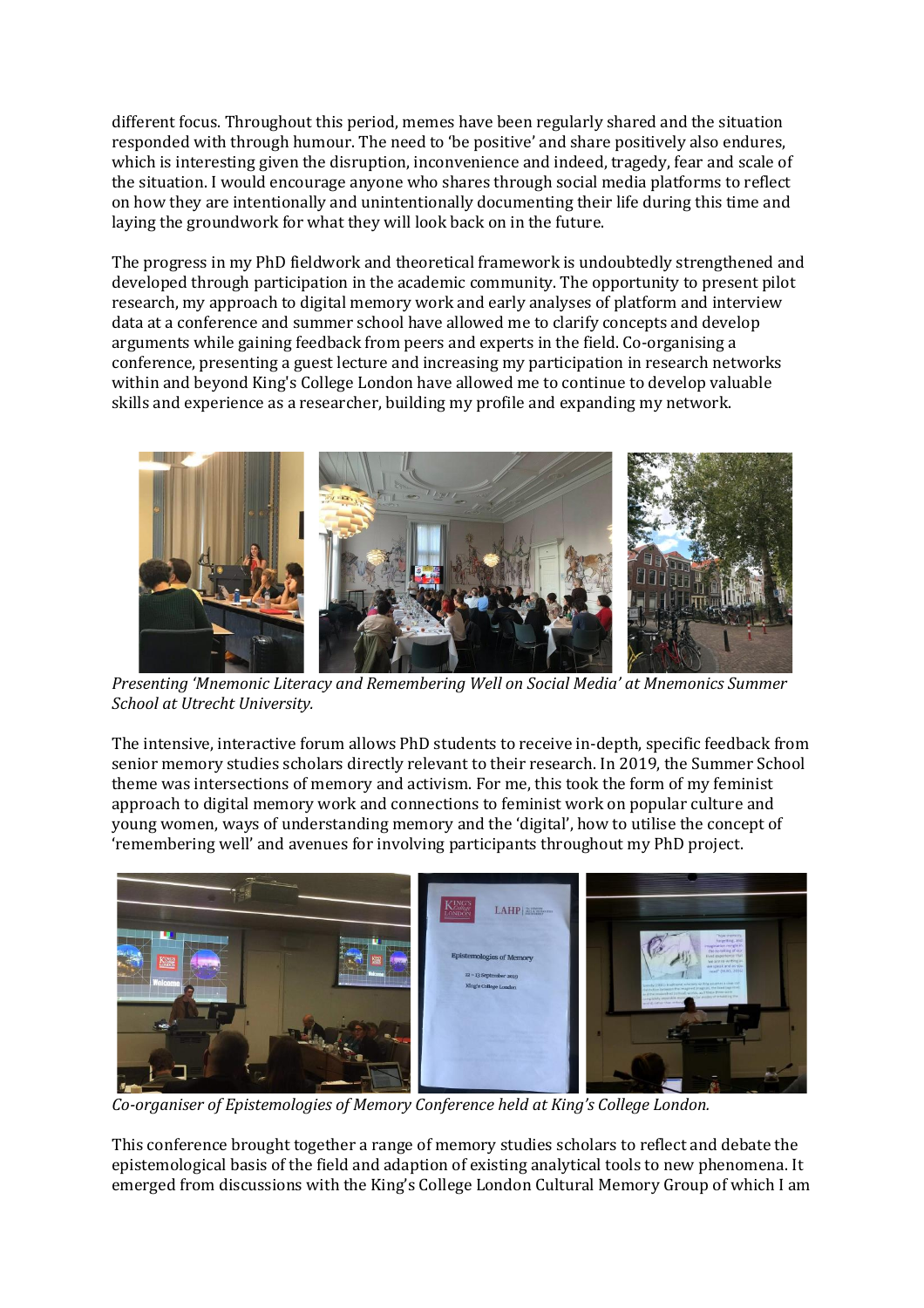different focus. Throughout this period, memes have been regularly shared and the situation responded with through humour. The need to 'be positive' and share positively also endures, which is interesting given the disruption, inconvenience and indeed, tragedy, fear and scale of the situation. I would encourage anyone who shares through social media platforms to reflect on how they are intentionally and unintentionally documenting their life during this time and laying the groundwork for what they will look back on in the future.

The progress in my PhD fieldwork and theoretical framework is undoubtedly strengthened and developed through participation in the academic community. The opportunity to present pilot research, my approach to digital memory work and early analyses of platform and interview data at a conference and summer school have allowed me to clarify concepts and develop arguments while gaining feedback from peers and experts in the field. Co-organising a conference, presenting a guest lecture and increasing my participation in research networks within and beyond King's College London have allowed me to continue to develop valuable skills and experience as a researcher, building my profile and expanding my network.

*Presenting 'Mnemonic Literacy and Remembering Well on Social Media' at Mnemonics Summer School at Utrecht University.*

The intensive, interactive forum allows PhD students to receive in-depth, specific feedback from senior memory studies scholars directly relevant to their research. In 2019, the Summer School theme was intersections of memory and activism. For me, this took the form of my feminist approach to digital memory work and connections to feminist work on popular culture and young women, ways of understanding memory and the 'digital', how to utilise the concept of 'remembering well' and avenues for involving participants throughout my PhD project.

*Co-organiser of Epistemologies of Memory Conference held at King's College London.*

This conference brought together a range of memory studies scholars to reflect and debate the epistemological basis of the field and adaption of existing analytical tools to new phenomena. It emerged from discussions with the King's College London Cultural Memory Group of which I am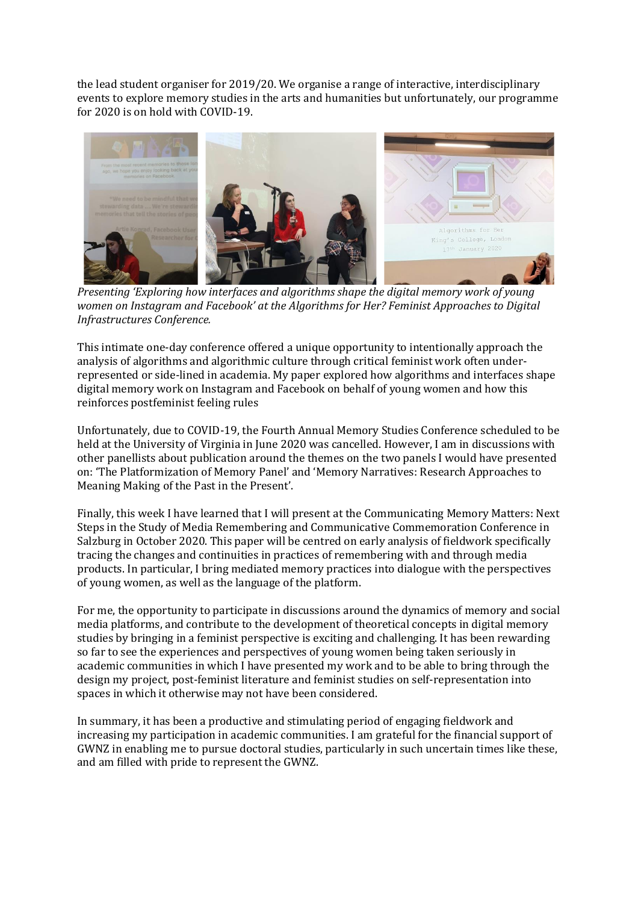the lead student organiser for 2019/20. We organise a range of interactive, interdisciplinary events to explore memory studies in the arts and humanities but unfortunately, our programme for 2020 is on hold with COVID-19.

*Presenting 'Exploring how interfaces and algorithms shape the digital memory work of young women on Instagram and Facebook' at the Algorithms for Her? Feminist Approaches to Digital Infrastructures Conference.*

This intimate one-day conference offered a unique opportunity to intentionally approach the analysis of algorithms and algorithmic culture through critical feminist work often under-represented or side-lined in academia. My paper explored how algorithms and interfaces shape digital memory work on Instagram and Facebook on behalf of young women and how this reinforces postfeminist feeling rules

Unfortunately, due to COVID-19, the Fourth Annual Memory Studies Conference scheduled to be held at the University of Virginia in June 2020 was cancelled. However, I am in discussions with other panellists about publication around the themes on the two panels I would have presented on: 'The Platformization of Memory Panel' and 'Memory Narratives: Research Approaches to Meaning Making of the Past in the Present'.

Finally, this week I have learned that I will present at the Communicating Memory Matters: Next Steps in the Study of Media Remembering and Communicative Commemoration Conference in Salzburg in October 2020. This paper will be centred on early analysis of fieldwork specifically tracing the changes and continuities in practices of remembering with and through media products. In particular, I bring mediated memory practices into dialogue with the perspectives of young women, as well as the language of the platform.

For me, the opportunity to participate in discussions around the dynamics of memory and social media platforms, and contribute to the development of theoretical concepts in digital memory studies by bringing in a feminist perspective is exciting and challenging. It has been rewarding so far to see the experiences and perspectives of young women being taken seriously in academic communities in which I have presented my work and to be able to bring through the design my project, post-feminist literature and feminist studies on self-representation into spaces in which it otherwise may not have been considered.

In summary, it has been a productive and stimulating period of engaging fieldwork and increasing my participation in academic communities. I am grateful for the financial support of GWNZ in enabling me to pursue doctoral studies, particularly in such uncertain times like these, and am filled with pride to represent the GWNZ.